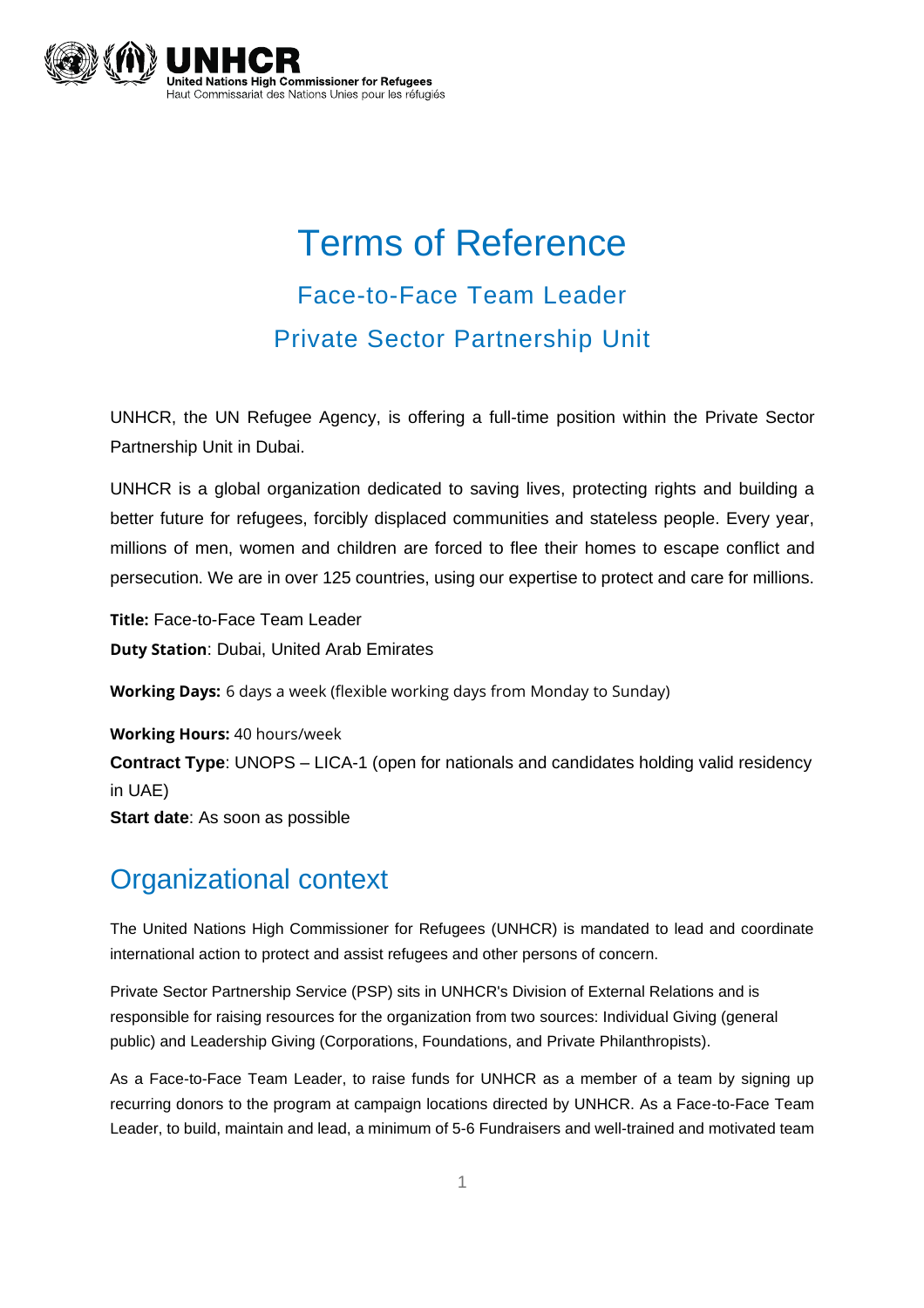# Terms of Reference

## Face-to-Face Team Leader

## Private Sector Partnership Unit

UNHCR, the UN Refugee Agency, is offering a full-time position within the Private Sector Partnership Unit in Dubai.

UNHCR is a global organization dedicated to saving lives, protecting rights and building a better future for refugees, forcibly displaced communities and stateless people. Every year, millions of men, women and children are forced to flee their homes to escape conflict and persecution. We are in over 125 countries, using our expertise to protect and care for millions.

**Title:** Face-to-Face Team Leader
**Duty Station**: Dubai, United Arab Emirates

**Working Days:** 6 days a week (flexible working days from Monday to Sunday)

**Working Hours:** 40 hours/week
**Contract Type**: UNOPS – LICA-1 (open for nationals and candidates holding valid residency in UAE)
**Start date**: As soon as possible

## Organizational context

The United Nations High Commissioner for Refugees (UNHCR) is mandated to lead and coordinate international action to protect and assist refugees and other persons of concern.

Private Sector Partnership Service (PSP) sits in UNHCR's Division of External Relations and is responsible for raising resources for the organization from two sources: Individual Giving (general public) and Leadership Giving (Corporations, Foundations, and Private Philanthropists).

As a Face-to-Face Team Leader, to raise funds for UNHCR as a member of a team by signing up recurring donors to the program at campaign locations directed by UNHCR. As a Face-to-Face Team Leader, to build, maintain and lead, a minimum of 5-6 Fundraisers and well-trained and motivated team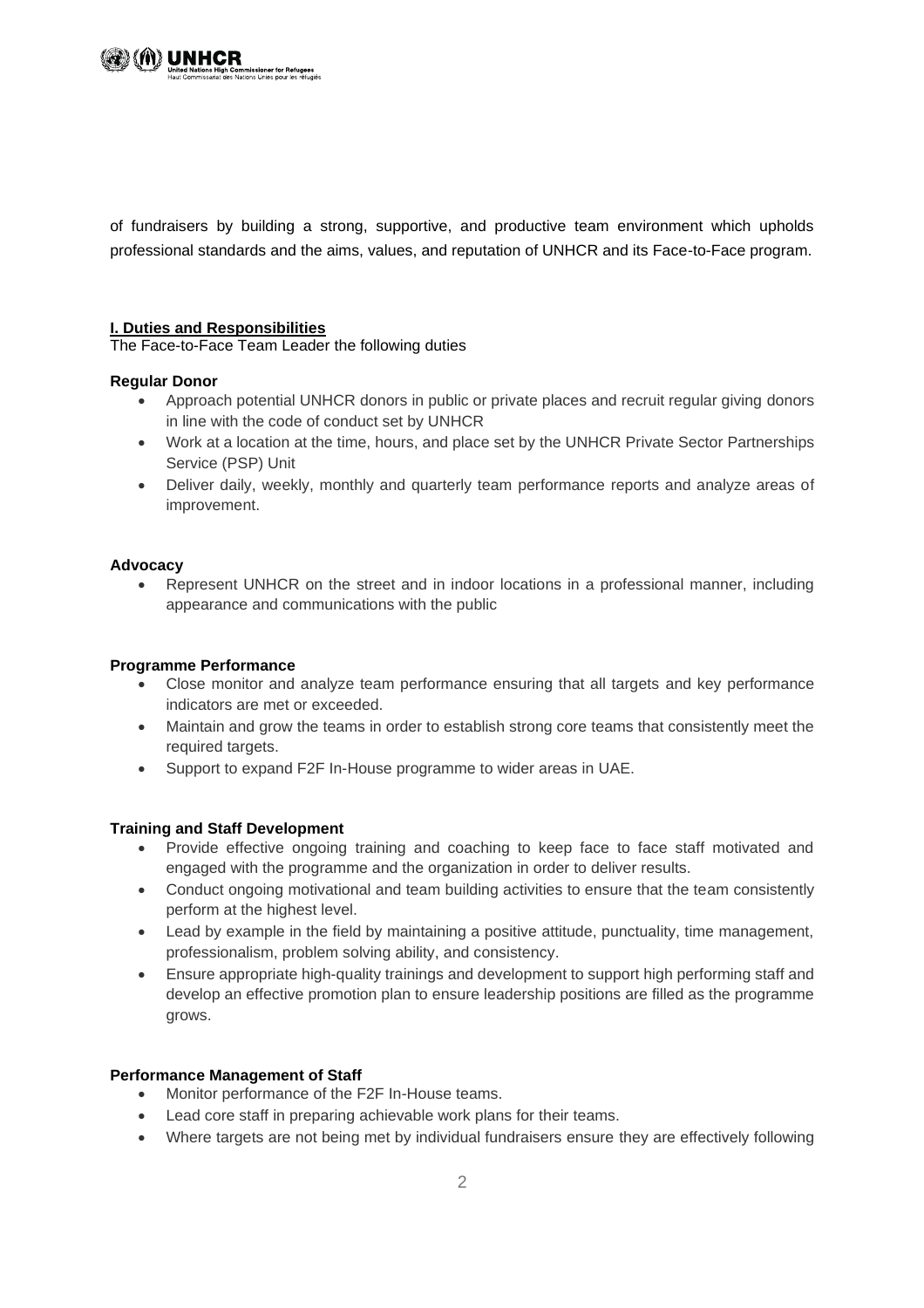of fundraisers by building a strong, supportive, and productive team environment which upholds professional standards and the aims, values, and reputation of UNHCR and its Face-to-Face program.

## I. Duties and Responsibilities

The Face-to-Face Team Leader the following duties

**Regular Donor**

- Approach potential UNHCR donors in public or private places and recruit regular giving donors in line with the code of conduct set by UNHCR
- Work at a location at the time, hours, and place set by the UNHCR Private Sector Partnerships Service (PSP) Unit
- Deliver daily, weekly, monthly and quarterly team performance reports and analyze areas of improvement.

**Advocacy**

- Represent UNHCR on the street and in indoor locations in a professional manner, including appearance and communications with the public

**Programme Performance**

- Close monitor and analyze team performance ensuring that all targets and key performance indicators are met or exceeded.
- Maintain and grow the teams in order to establish strong core teams that consistently meet the required targets.
- Support to expand F2F In-House programme to wider areas in UAE.

**Training and Staff Development**

- Provide effective ongoing training and coaching to keep face to face staff motivated and engaged with the programme and the organization in order to deliver results.
- Conduct ongoing motivational and team building activities to ensure that the team consistently perform at the highest level.
- Lead by example in the field by maintaining a positive attitude, punctuality, time management, professionalism, problem solving ability, and consistency.
- Ensure appropriate high-quality trainings and development to support high performing staff and develop an effective promotion plan to ensure leadership positions are filled as the programme grows.

**Performance Management of Staff**

- Monitor performance of the F2F In-House teams.
- Lead core staff in preparing achievable work plans for their teams.
- Where targets are not being met by individual fundraisers ensure they are effectively following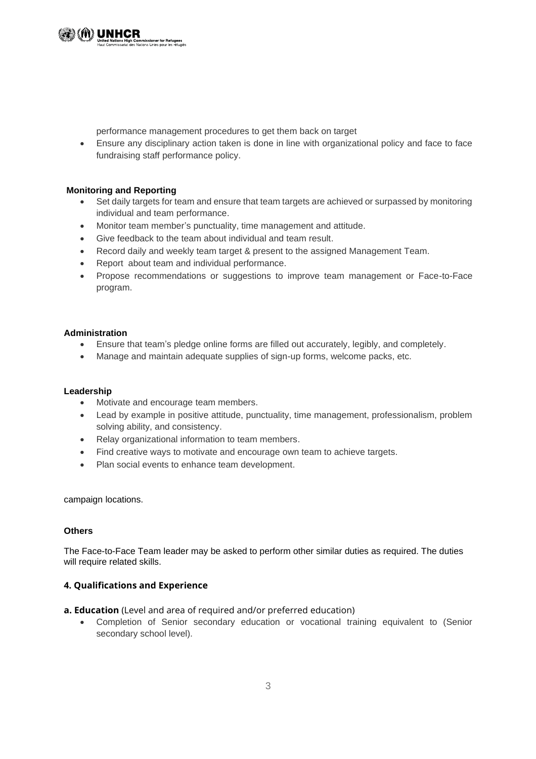performance management procedures to get them back on target

- Ensure any disciplinary action taken is done in line with organizational policy and face to face fundraising staff performance policy.

**Monitoring and Reporting**

- Set daily targets for team and ensure that team targets are achieved or surpassed by monitoring individual and team performance.
- Monitor team member's punctuality, time management and attitude.
- Give feedback to the team about individual and team result.
- Record daily and weekly team target & present to the assigned Management Team.
- Report about team and individual performance.
- Propose recommendations or suggestions to improve team management or Face-to-Face program.

**Administration**

- Ensure that team's pledge online forms are filled out accurately, legibly, and completely.
- Manage and maintain adequate supplies of sign-up forms, welcome packs, etc.

**Leadership**

- Motivate and encourage team members.
- Lead by example in positive attitude, punctuality, time management, professionalism, problem solving ability, and consistency.
- Relay organizational information to team members.
- Find creative ways to motivate and encourage own team to achieve targets.
- Plan social events to enhance team development.

campaign locations.

**Others**

The Face-to-Face Team leader may be asked to perform other similar duties as required. The duties will require related skills.

### 4. Qualifications and Experience

**a. Education** (Level and area of required and/or preferred education)

- Completion of Senior secondary education or vocational training equivalent to (Senior secondary school level).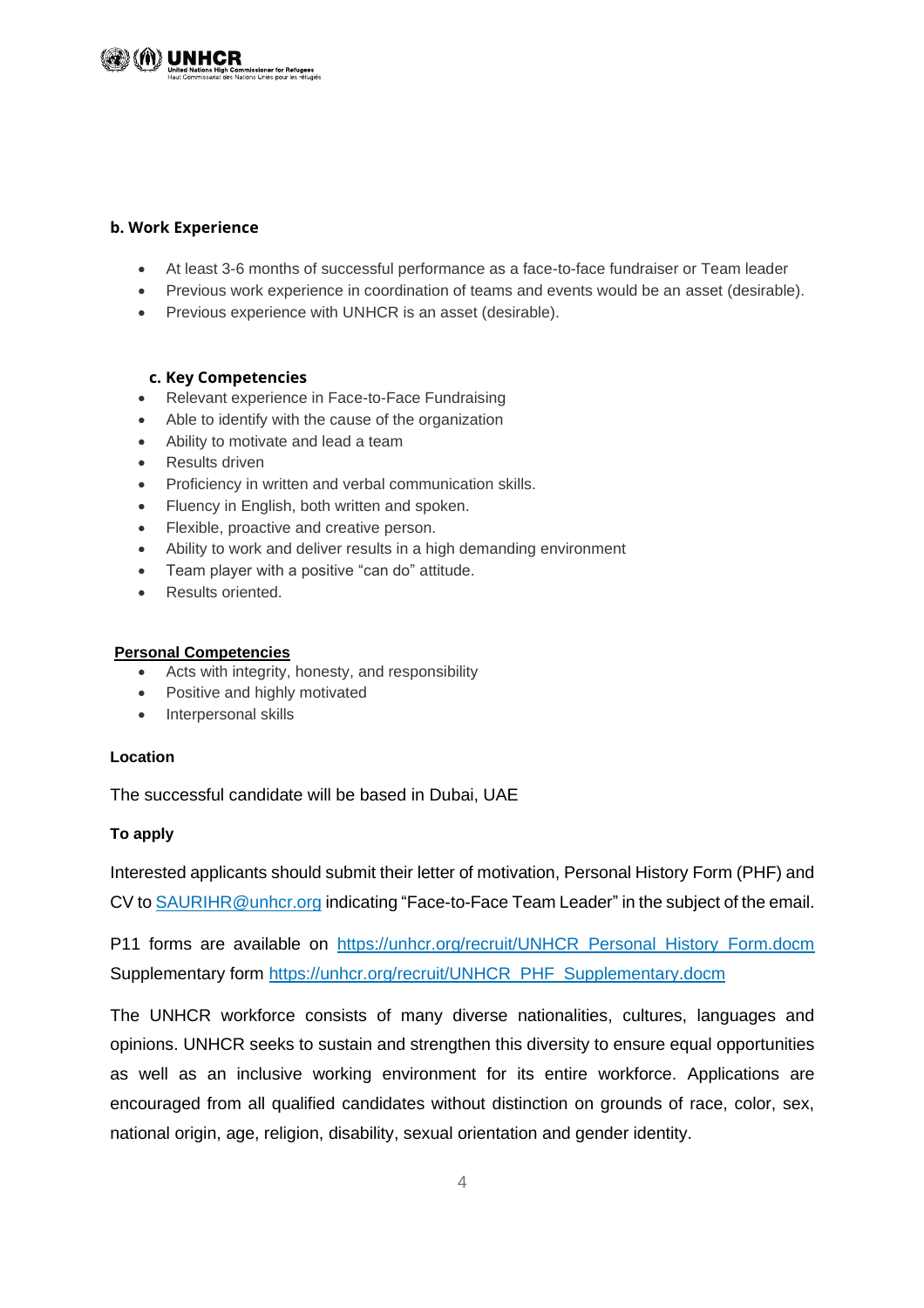**b. Work Experience**

- At least 3-6 months of successful performance as a face-to-face fundraiser or Team leader
- Previous work experience in coordination of teams and events would be an asset (desirable).
- Previous experience with UNHCR is an asset (desirable).

**c. Key Competencies**

- Relevant experience in Face-to-Face Fundraising
- Able to identify with the cause of the organization
- Ability to motivate and lead a team
- Results driven
- Proficiency in written and verbal communication skills.
- Fluency in English, both written and spoken.
- Flexible, proactive and creative person.
- Ability to work and deliver results in a high demanding environment
- Team player with a positive "can do" attitude.
- Results oriented.

**Personal Competencies**

- Acts with integrity, honesty, and responsibility
- Positive and highly motivated
- Interpersonal skills

**Location**

The successful candidate will be based in Dubai, UAE

**To apply**

Interested applicants should submit their letter of motivation, Personal History Form (PHF) and CV to SAURIHR@unhcr.org indicating "Face-to-Face Team Leader" in the subject of the email.

P11 forms are available on https://unhcr.org/recruit/UNHCR_Personal_History_Form.docm
Supplementary form https://unhcr.org/recruit/UNHCR_PHF_Supplementary.docm

The UNHCR workforce consists of many diverse nationalities, cultures, languages and opinions. UNHCR seeks to sustain and strengthen this diversity to ensure equal opportunities as well as an inclusive working environment for its entire workforce. Applications are encouraged from all qualified candidates without distinction on grounds of race, color, sex, national origin, age, religion, disability, sexual orientation and gender identity.